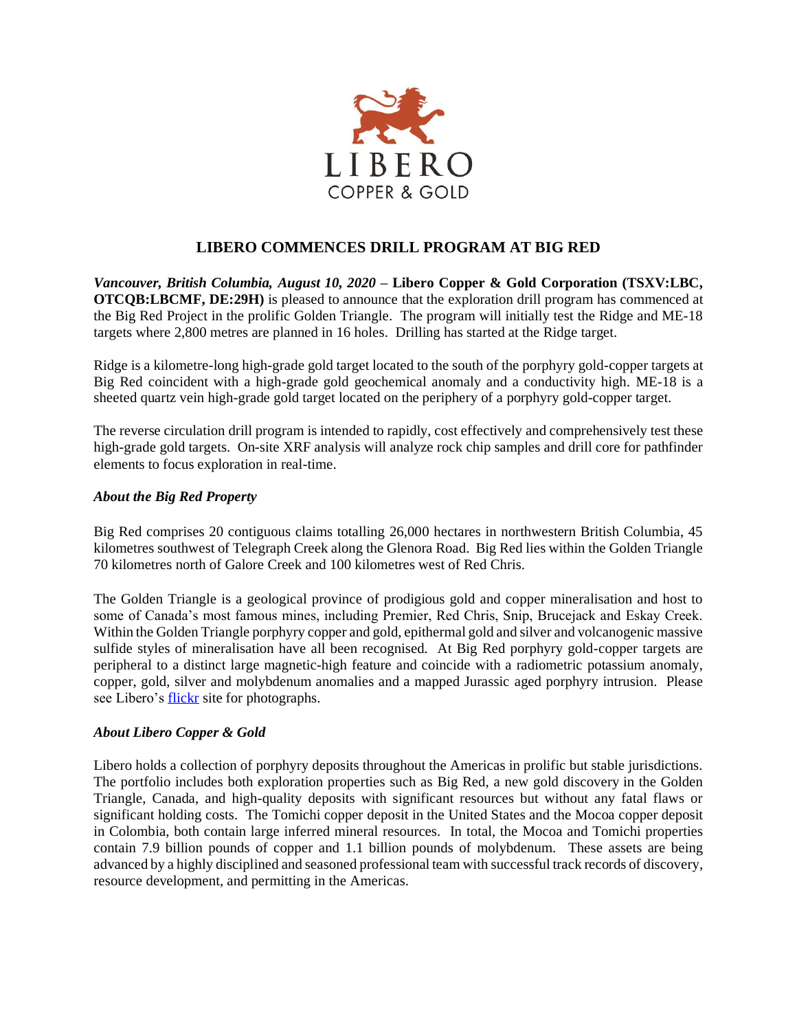# LIBERO COMMENCES DRILL PROGRAM AT BIG RED

***Vancouver, British Columbia, August 10, 2020*** – **Libero Copper & Gold Corporation (TSXV:LBC, OTCQB:LBCMF, DE:29H)** is pleased to announce that the exploration drill program has commenced at the Big Red Project in the prolific Golden Triangle. The program will initially test the Ridge and ME-18 targets where 2,800 metres are planned in 16 holes. Drilling has started at the Ridge target.

Ridge is a kilometre-long high-grade gold target located to the south of the porphyry gold-copper targets at Big Red coincident with a high-grade gold geochemical anomaly and a conductivity high. ME-18 is a sheeted quartz vein high-grade gold target located on the periphery of a porphyry gold-copper target.

The reverse circulation drill program is intended to rapidly, cost effectively and comprehensively test these high-grade gold targets. On-site XRF analysis will analyze rock chip samples and drill core for pathfinder elements to focus exploration in real-time.

### *About the Big Red Property*

Big Red comprises 20 contiguous claims totalling 26,000 hectares in northwestern British Columbia, 45 kilometres southwest of Telegraph Creek along the Glenora Road. Big Red lies within the Golden Triangle 70 kilometres north of Galore Creek and 100 kilometres west of Red Chris.

The Golden Triangle is a geological province of prodigious gold and copper mineralisation and host to some of Canada's most famous mines, including Premier, Red Chris, Snip, Brucejack and Eskay Creek. Within the Golden Triangle porphyry copper and gold, epithermal gold and silver and volcanogenic massive sulfide styles of mineralisation have all been recognised. At Big Red porphyry gold-copper targets are peripheral to a distinct large magnetic-high feature and coincide with a radiometric potassium anomaly, copper, gold, silver and molybdenum anomalies and a mapped Jurassic aged porphyry intrusion. Please see Libero's flickr site for photographs.

### *About Libero Copper & Gold*

Libero holds a collection of porphyry deposits throughout the Americas in prolific but stable jurisdictions. The portfolio includes both exploration properties such as Big Red, a new gold discovery in the Golden Triangle, Canada, and high-quality deposits with significant resources but without any fatal flaws or significant holding costs. The Tomichi copper deposit in the United States and the Mocoa copper deposit in Colombia, both contain large inferred mineral resources. In total, the Mocoa and Tomichi properties contain 7.9 billion pounds of copper and 1.1 billion pounds of molybdenum. These assets are being advanced by a highly disciplined and seasoned professional team with successful track records of discovery, resource development, and permitting in the Americas.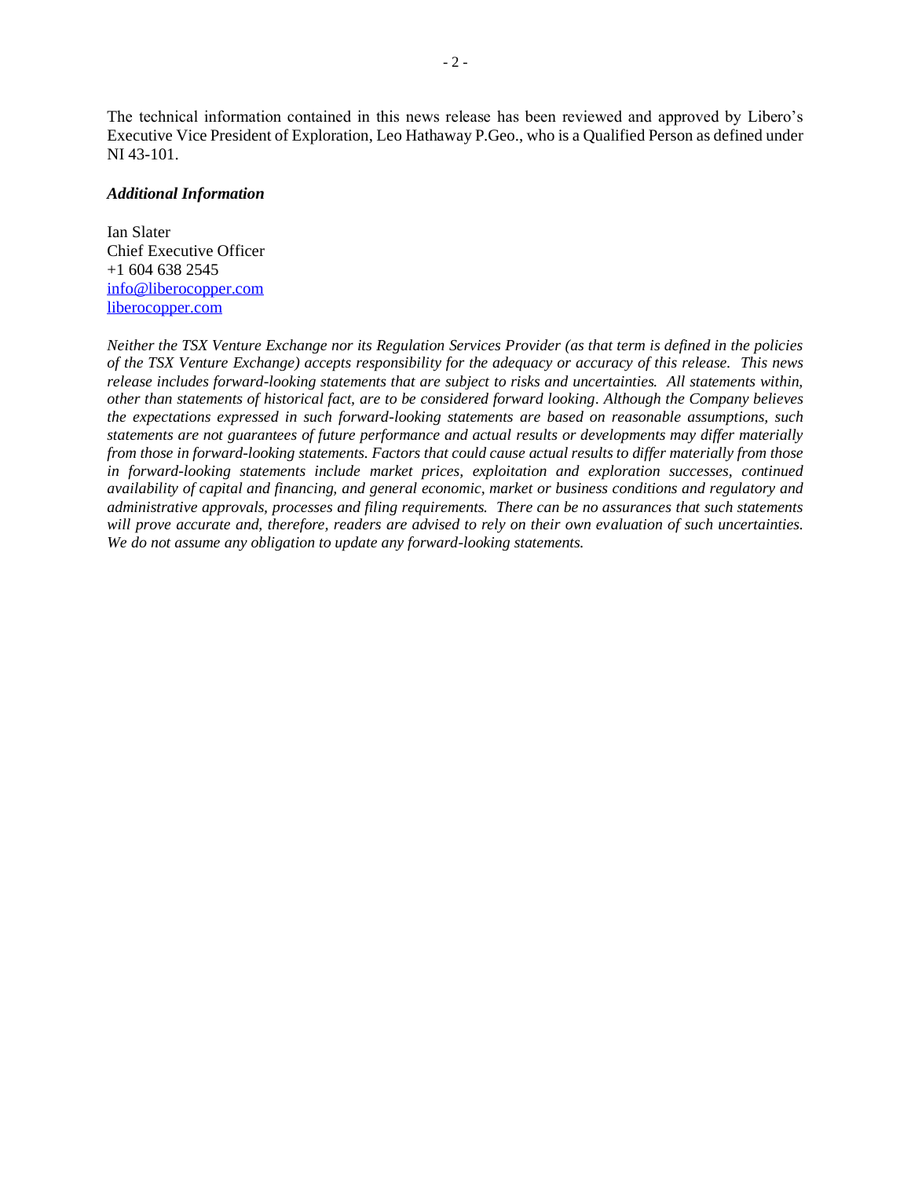The technical information contained in this news release has been reviewed and approved by Libero's Executive Vice President of Exploration, Leo Hathaway P.Geo., who is a Qualified Person as defined under NI 43-101.

***Additional Information***

Ian Slater  
Chief Executive Officer  
+1 604 638 2545  
info@liberocopper.com  
liberocopper.com

*Neither the TSX Venture Exchange nor its Regulation Services Provider (as that term is defined in the policies of the TSX Venture Exchange) accepts responsibility for the adequacy or accuracy of this release. This news release includes forward-looking statements that are subject to risks and uncertainties. All statements within, other than statements of historical fact, are to be considered forward looking. Although the Company believes the expectations expressed in such forward-looking statements are based on reasonable assumptions, such statements are not guarantees of future performance and actual results or developments may differ materially from those in forward-looking statements. Factors that could cause actual results to differ materially from those in forward-looking statements include market prices, exploitation and exploration successes, continued availability of capital and financing, and general economic, market or business conditions and regulatory and administrative approvals, processes and filing requirements. There can be no assurances that such statements will prove accurate and, therefore, readers are advised to rely on their own evaluation of such uncertainties. We do not assume any obligation to update any forward-looking statements.*